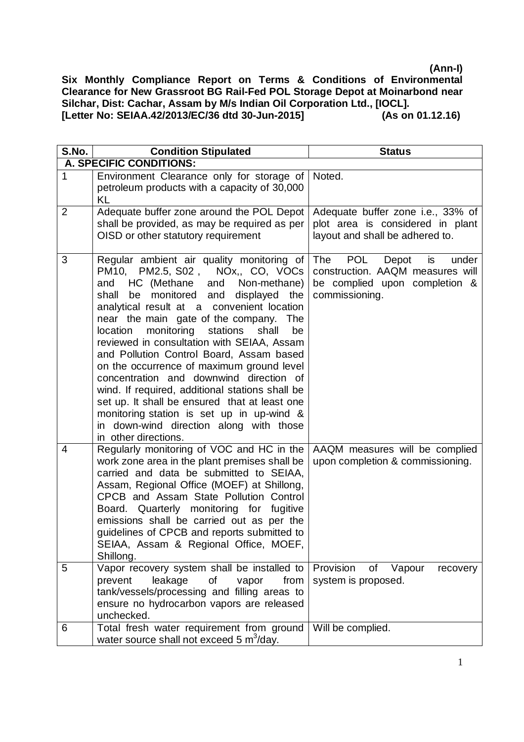**(Ann-I)**

**Six Monthly Compliance Report on Terms & Conditions of Environmental Clearance for New Grassroot BG Rail-Fed POL Storage Depot at Moinarbond near Silchar, Dist: Cachar, Assam by M/s Indian Oil Corporation Ltd., [IOCL].**
**[Letter No: SEIAA.42/2013/EC/36 dtd 30-Jun-2015] (As on 01.12.16)**

| S.No. | Condition Stipulated | Status |
|---|---|---|
| **A. SPECIFIC CONDITIONS:** | | |
| 1 | Environment Clearance only for storage of petroleum products with a capacity of 30,000 KL | Noted. |
| 2 | Adequate buffer zone around the POL Depot shall be provided, as may be required as per OISD or other statutory requirement | Adequate buffer zone i.e., 33% of plot area is considered in plant layout and shall be adhered to. |
| 3 | Regular ambient air quality monitoring of PM10, PM2.5, S02 , NOx,, CO, VOCs and HC (Methane and Non-methane) shall be monitored and displayed the analytical result at a convenient location near the main gate of the company. The location monitoring stations shall be reviewed in consultation with SEIAA, Assam and Pollution Control Board, Assam based on the occurrence of maximum ground level concentration and downwind direction of wind. If required, additional stations shall be set up. It shall be ensured that at least one monitoring station is set up in up-wind & in down-wind direction along with those in other directions. | The POL Depot is under construction. AAQM measures will be complied upon completion & commissioning. |
| 4 | Regularly monitoring of VOC and HC in the work zone area in the plant premises shall be carried and data be submitted to SEIAA, Assam, Regional Office (MOEF) at Shillong, CPCB and Assam State Pollution Control Board. Quarterly monitoring for fugitive emissions shall be carried out as per the guidelines of CPCB and reports submitted to SEIAA, Assam & Regional Office, MOEF, Shillong. | AAQM measures will be complied upon completion & commissioning. |
| 5 | Vapor recovery system shall be installed to prevent leakage of vapor from tank/vessels/processing and filling areas to ensure no hydrocarbon vapors are released unchecked. | Provision of Vapour recovery system is proposed. |
| 6 | Total fresh water requirement from ground water source shall not exceed 5 $m^3$/day. | Will be complied. |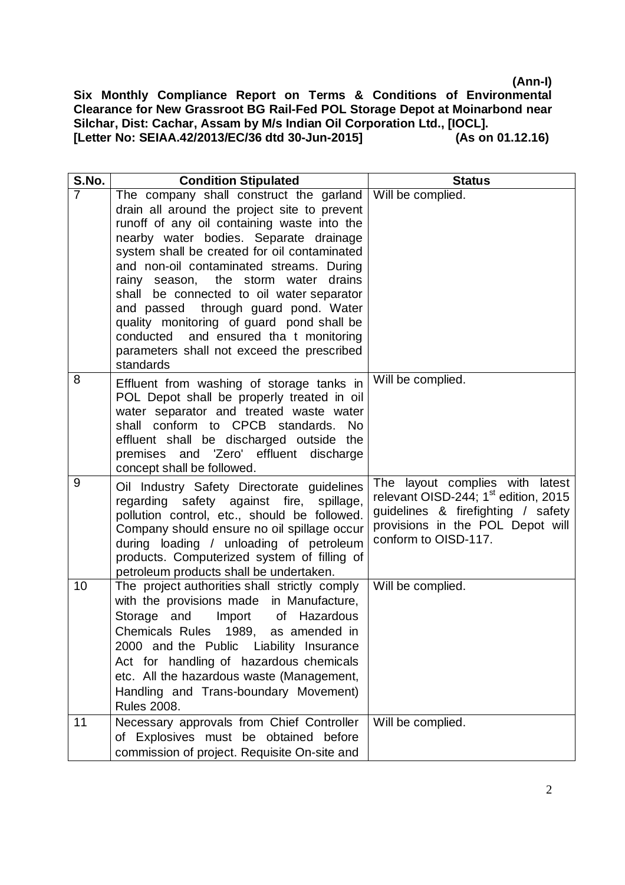**(Ann-I)**

**Six Monthly Compliance Report on Terms & Conditions of Environmental Clearance for New Grassroot BG Rail-Fed POL Storage Depot at Moinarbond near Silchar, Dist: Cachar, Assam by M/s Indian Oil Corporation Ltd., [IOCL]. [Letter No: SEIAA.42/2013/EC/36 dtd 30-Jun-2015] (As on 01.12.16)**

| S.No. | Condition Stipulated | Status |
|---|---|---|
| 7 | The company shall construct the garland drain all around the project site to prevent runoff of any oil containing waste into the nearby water bodies. Separate drainage system shall be created for oil contaminated and non-oil contaminated streams. During rainy season, the storm water drains shall be connected to oil water separator and passed through guard pond. Water quality monitoring of guard pond shall be conducted and ensured tha t monitoring parameters shall not exceed the prescribed standards | Will be complied. |
| 8 | Effluent from washing of storage tanks in POL Depot shall be properly treated in oil water separator and treated waste water shall conform to CPCB standards. No effluent shall be discharged outside the premises and 'Zero' effluent discharge concept shall be followed. | Will be complied. |
| 9 | Oil Industry Safety Directorate guidelines regarding safety against fire, spillage, pollution control, etc., should be followed. Company should ensure no oil spillage occur during loading / unloading of petroleum products. Computerized system of filling of petroleum products shall be undertaken. | The layout complies with latest relevant OISD-244; 1st edition, 2015 guidelines & firefighting / safety provisions in the POL Depot will conform to OISD-117. |
| 10 | The project authorities shall strictly comply with the provisions made in Manufacture, Storage and Import of Hazardous Chemicals Rules 1989, as amended in 2000 and the Public Liability Insurance Act for handling of hazardous chemicals etc. All the hazardous waste (Management, Handling and Trans-boundary Movement) Rules 2008. | Will be complied. |
| 11 | Necessary approvals from Chief Controller of Explosives must be obtained before commission of project. Requisite On-site and | Will be complied. |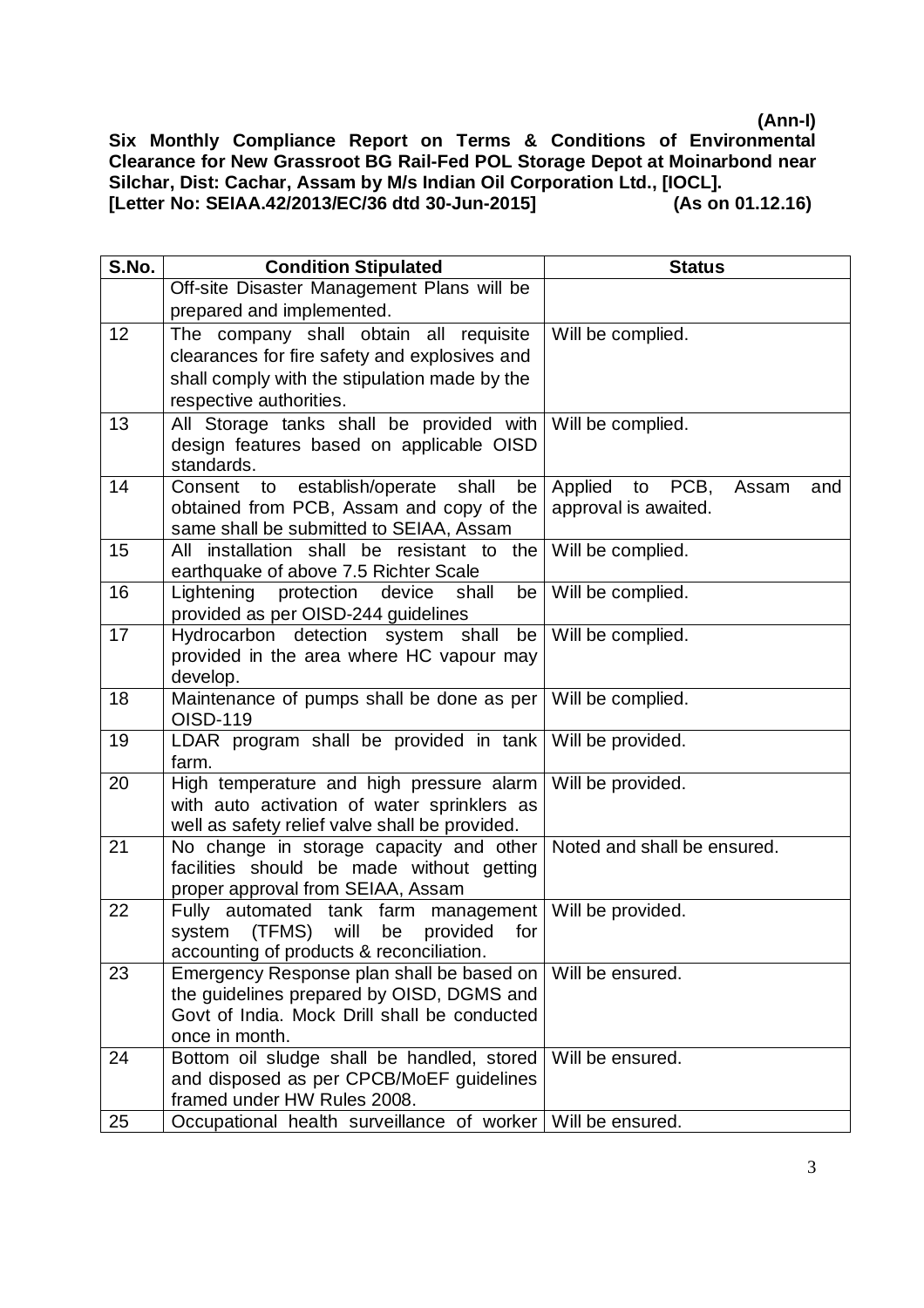**(Ann-I)**

**Six Monthly Compliance Report on Terms & Conditions of Environmental Clearance for New Grassroot BG Rail-Fed POL Storage Depot at Moinarbond near Silchar, Dist: Cachar, Assam by M/s Indian Oil Corporation Ltd., [IOCL].**
**[Letter No: SEIAA.42/2013/EC/36 dtd 30-Jun-2015] (As on 01.12.16)**

| S.No. | Condition Stipulated | Status |
|---|---|---|
| | Off-site Disaster Management Plans will be prepared and implemented. | |
| 12 | The company shall obtain all requisite clearances for fire safety and explosives and shall comply with the stipulation made by the respective authorities. | Will be complied. |
| 13 | All Storage tanks shall be provided with design features based on applicable OISD standards. | Will be complied. |
| 14 | Consent to establish/operate shall be obtained from PCB, Assam and copy of the same shall be submitted to SEIAA, Assam | Applied to PCB, Assam and approval is awaited. |
| 15 | All installation shall be resistant to the earthquake of above 7.5 Richter Scale | Will be complied. |
| 16 | Lightening protection device shall be provided as per OISD-244 guidelines | Will be complied. |
| 17 | Hydrocarbon detection system shall be provided in the area where HC vapour may develop. | Will be complied. |
| 18 | Maintenance of pumps shall be done as per OISD-119 | Will be complied. |
| 19 | LDAR program shall be provided in tank farm. | Will be provided. |
| 20 | High temperature and high pressure alarm with auto activation of water sprinklers as well as safety relief valve shall be provided. | Will be provided. |
| 21 | No change in storage capacity and other facilities should be made without getting proper approval from SEIAA, Assam | Noted and shall be ensured. |
| 22 | Fully automated tank farm management system (TFMS) will be provided for accounting of products & reconciliation. | Will be provided. |
| 23 | Emergency Response plan shall be based on the guidelines prepared by OISD, DGMS and Govt of India. Mock Drill shall be conducted once in month. | Will be ensured. |
| 24 | Bottom oil sludge shall be handled, stored and disposed as per CPCB/MoEF guidelines framed under HW Rules 2008. | Will be ensured. |
| 25 | Occupational health surveillance of worker | Will be ensured. |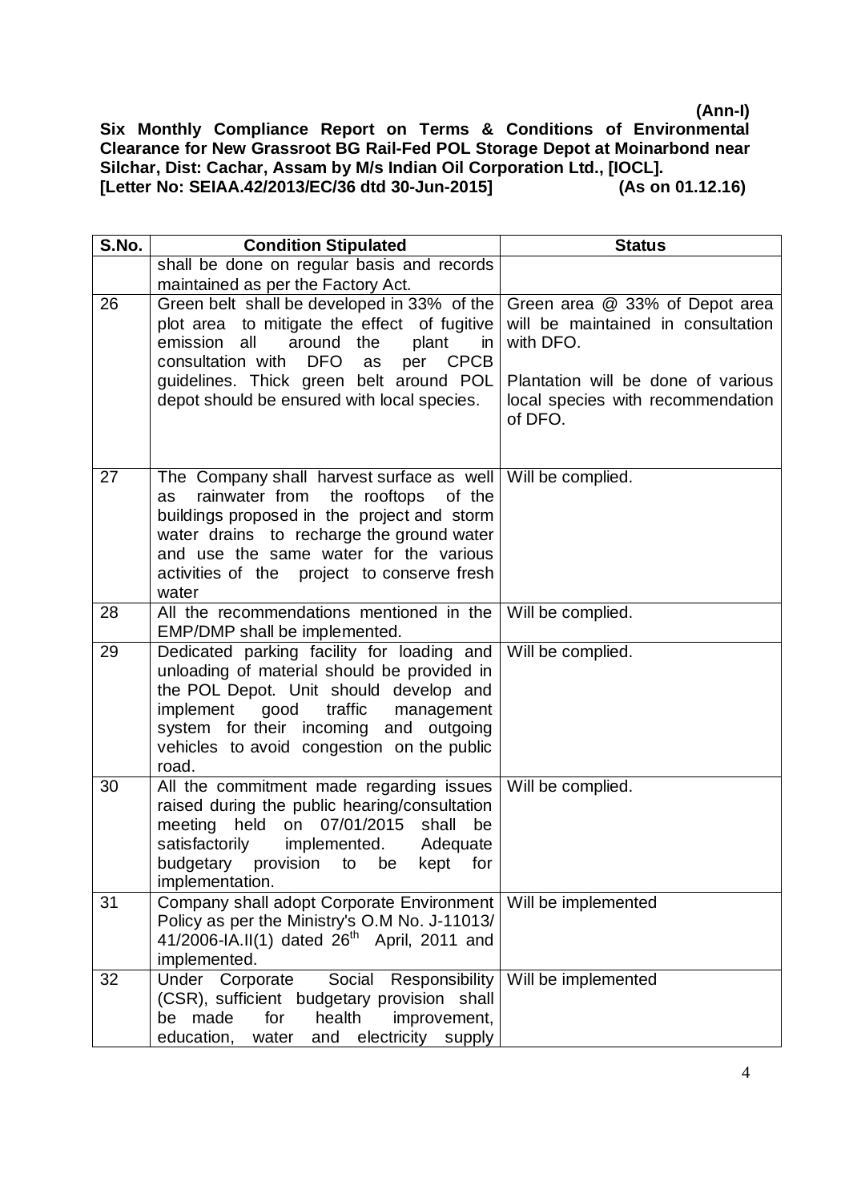**(Ann-I)**

**Six Monthly Compliance Report on Terms & Conditions of Environmental Clearance for New Grassroot BG Rail-Fed POL Storage Depot at Moinarbond near Silchar, Dist: Cachar, Assam by M/s Indian Oil Corporation Ltd., [IOCL]. [Letter No: SEIAA.42/2013/EC/36 dtd 30-Jun-2015] (As on 01.12.16)**

| S.No. | Condition Stipulated | Status |
|---|---|---|
| | shall be done on regular basis and records maintained as per the Factory Act. | |
| 26 | Green belt shall be developed in 33% of the plot area to mitigate the effect of fugitive emission all around the plant in consultation with DFO as per CPCB guidelines. Thick green belt around POL depot should be ensured with local species. | Green area @ 33% of Depot area will be maintained in consultation with DFO.<br><br>Plantation will be done of various local species with recommendation of DFO. |
| 27 | The Company shall harvest surface as well as rainwater from the rooftops of the buildings proposed in the project and storm water drains to recharge the ground water and use the same water for the various activities of the project to conserve fresh water | Will be complied. |
| 28 | All the recommendations mentioned in the EMP/DMP shall be implemented. | Will be complied. |
| 29 | Dedicated parking facility for loading and unloading of material should be provided in the POL Depot. Unit should develop and implement good traffic management system for their incoming and outgoing vehicles to avoid congestion on the public road. | Will be complied. |
| 30 | All the commitment made regarding issues raised during the public hearing/consultation meeting held on 07/01/2015 shall be satisfactorily implemented. Adequate budgetary provision to be kept for implementation. | Will be complied. |
| 31 | Company shall adopt Corporate Environment Policy as per the Ministry's O.M No. J-11013/ 41/2006-IA.II(1) dated 26th April, 2011 and implemented. | Will be implemented |
| 32 | Under Corporate Social Responsibility (CSR), sufficient budgetary provision shall be made for health improvement, education, water and electricity supply | Will be implemented |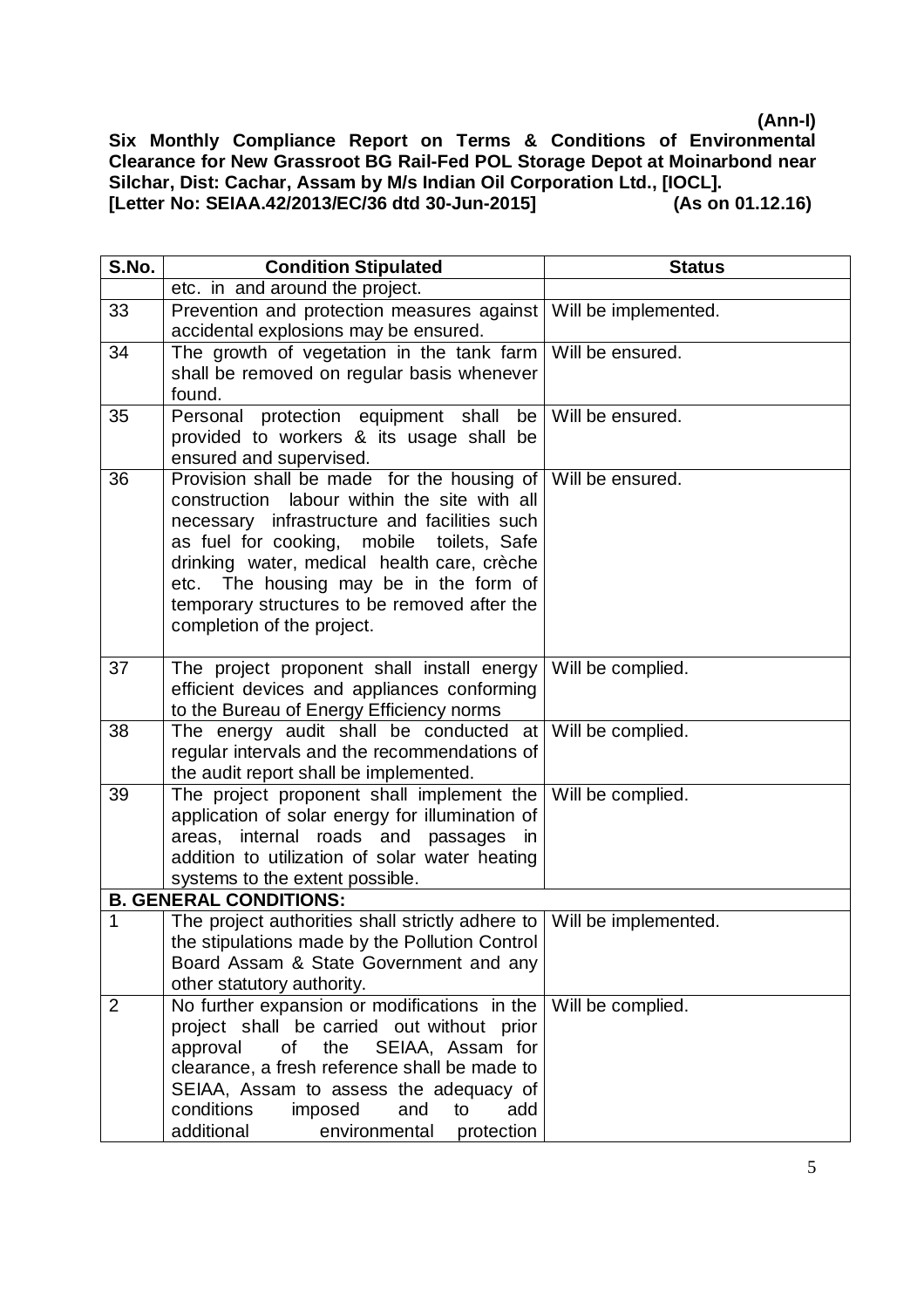(Ann-I)

**Six Monthly Compliance Report on Terms & Conditions of Environmental Clearance for New Grassroot BG Rail-Fed POL Storage Depot at Moinarbond near Silchar, Dist: Cachar, Assam by M/s Indian Oil Corporation Ltd., [IOCL].**
**[Letter No: SEIAA.42/2013/EC/36 dtd 30-Jun-2015] (As on 01.12.16)**

| S.No. | Condition Stipulated | Status |
|---|---|---|
| | etc. in and around the project. | |
| 33 | Prevention and protection measures against accidental explosions may be ensured. | Will be implemented. |
| 34 | The growth of vegetation in the tank farm shall be removed on regular basis whenever found. | Will be ensured. |
| 35 | Personal protection equipment shall be provided to workers & its usage shall be ensured and supervised. | Will be ensured. |
| 36 | Provision shall be made for the housing of construction labour within the site with all necessary infrastructure and facilities such as fuel for cooking, mobile toilets, Safe drinking water, medical health care, crèche etc. The housing may be in the form of temporary structures to be removed after the completion of the project. | Will be ensured. |
| 37 | The project proponent shall install energy efficient devices and appliances conforming to the Bureau of Energy Efficiency norms | Will be complied. |
| 38 | The energy audit shall be conducted at regular intervals and the recommendations of the audit report shall be implemented. | Will be complied. |
| 39 | The project proponent shall implement the application of solar energy for illumination of areas, internal roads and passages in addition to utilization of solar water heating systems to the extent possible. | Will be complied. |
| **B. GENERAL CONDITIONS:** | | |
| 1 | The project authorities shall strictly adhere to the stipulations made by the Pollution Control Board Assam & State Government and any other statutory authority. | Will be implemented. |
| 2 | No further expansion or modifications in the project shall be carried out without prior approval of the SEIAA, Assam for clearance, a fresh reference shall be made to SEIAA, Assam to assess the adequacy of conditions imposed and to add additional environmental protection | Will be complied. |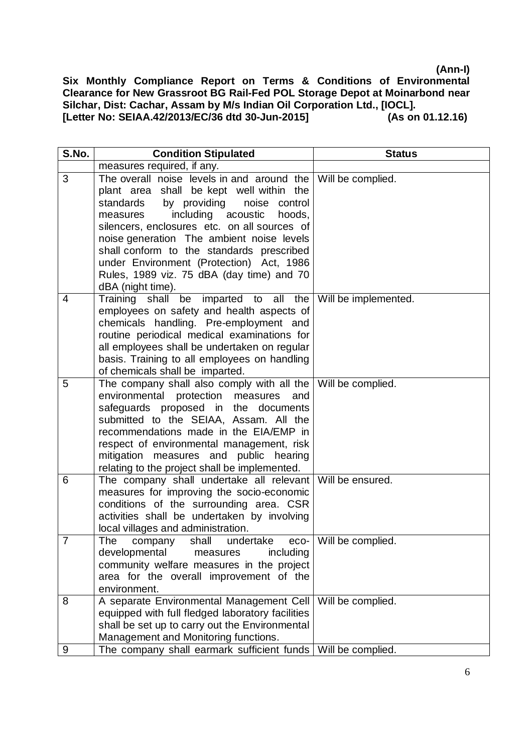**(Ann-I)**

**Six Monthly Compliance Report on Terms & Conditions of Environmental Clearance for New Grassroot BG Rail-Fed POL Storage Depot at Moinarbond near Silchar, Dist: Cachar, Assam by M/s Indian Oil Corporation Ltd., [IOCL].**
**[Letter No: SEIAA.42/2013/EC/36 dtd 30-Jun-2015] (As on 01.12.16)**

| S.No. | Condition Stipulated | Status |
|---|---|---|
| | measures required, if any. | |
| 3 | The overall noise levels in and around the plant area shall be kept well within the standards by providing noise control measures including acoustic hoods, silencers, enclosures etc. on all sources of noise generation The ambient noise levels shall conform to the standards prescribed under Environment (Protection) Act, 1986 Rules, 1989 viz. 75 dBA (day time) and 70 dBA (night time). | Will be complied. |
| 4 | Training shall be imparted to all the employees on safety and health aspects of chemicals handling. Pre-employment and routine periodical medical examinations for all employees shall be undertaken on regular basis. Training to all employees on handling of chemicals shall be imparted. | Will be implemented. |
| 5 | The company shall also comply with all the environmental protection measures and safeguards proposed in the documents submitted to the SEIAA, Assam. All the recommendations made in the EIA/EMP in respect of environmental management, risk mitigation measures and public hearing relating to the project shall be implemented. | Will be complied. |
| 6 | The company shall undertake all relevant measures for improving the socio-economic conditions of the surrounding area. CSR activities shall be undertaken by involving local villages and administration. | Will be ensured. |
| 7 | The company shall undertake eco-developmental measures including community welfare measures in the project area for the overall improvement of the environment. | Will be complied. |
| 8 | A separate Environmental Management Cell equipped with full fledged laboratory facilities shall be set up to carry out the Environmental Management and Monitoring functions. | Will be complied. |
| 9 | The company shall earmark sufficient funds | Will be complied. |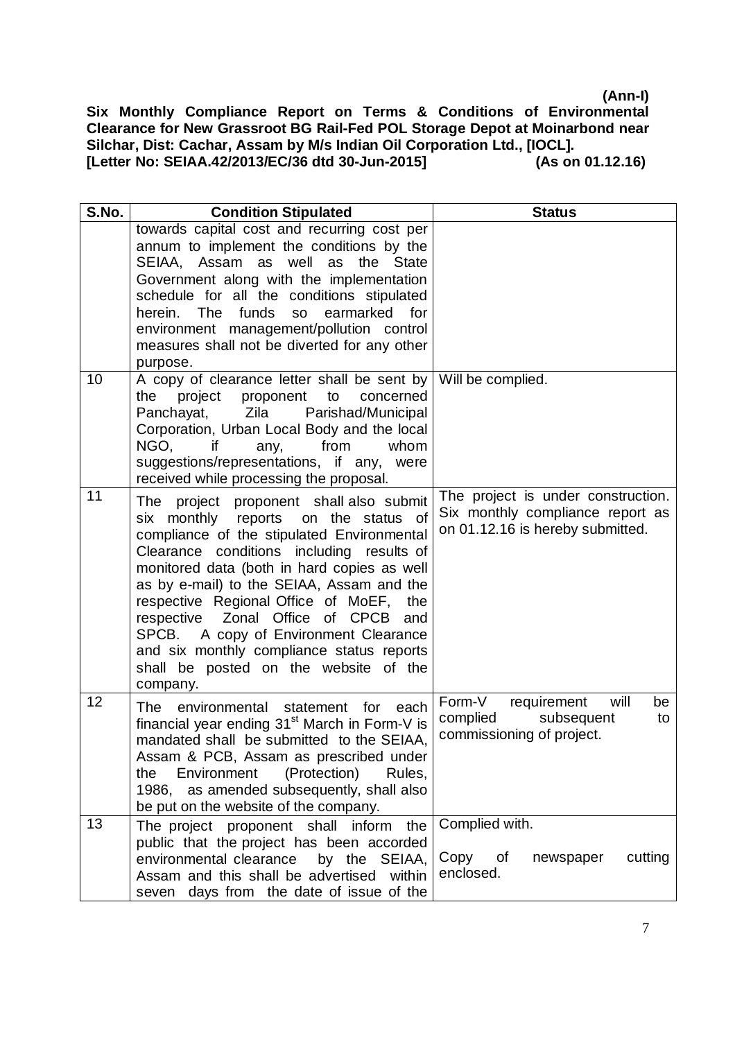**(Ann-I)**

**Six Monthly Compliance Report on Terms & Conditions of Environmental Clearance for New Grassroot BG Rail-Fed POL Storage Depot at Moinarbond near Silchar, Dist: Cachar, Assam by M/s Indian Oil Corporation Ltd., [IOCL].**
**[Letter No: SEIAA.42/2013/EC/36 dtd 30-Jun-2015] (As on 01.12.16)**

| S.No. | Condition Stipulated | Status |
|---|---|---|
| | towards capital cost and recurring cost per annum to implement the conditions by the SEIAA, Assam as well as the State Government along with the implementation schedule for all the conditions stipulated herein. The funds so earmarked for environment management/pollution control measures shall not be diverted for any other purpose. | |
| 10 | A copy of clearance letter shall be sent by the project proponent to concerned Panchayat, Zila Parishad/Municipal Corporation, Urban Local Body and the local NGO, if any, from whom suggestions/representations, if any, were received while processing the proposal. | Will be complied. |
| 11 | The project proponent shall also submit six monthly reports on the status of compliance of the stipulated Environmental Clearance conditions including results of monitored data (both in hard copies as well as by e-mail) to the SEIAA, Assam and the respective Regional Office of MoEF, the respective Zonal Office of CPCB and SPCB. A copy of Environment Clearance and six monthly compliance status reports shall be posted on the website of the company. | The project is under construction. Six monthly compliance report as on 01.12.16 is hereby submitted. |
| 12 | The environmental statement for each financial year ending 31st March in Form-V is mandated shall be submitted to the SEIAA, Assam & PCB, Assam as prescribed under the Environment (Protection) Rules, 1986, as amended subsequently, shall also be put on the website of the company. | Form-V requirement will be complied subsequent to commissioning of project. |
| 13 | The project proponent shall inform the public that the project has been accorded environmental clearance by the SEIAA, Assam and this shall be advertised within seven days from the date of issue of the | Complied with.<br><br>Copy of newspaper cutting enclosed. |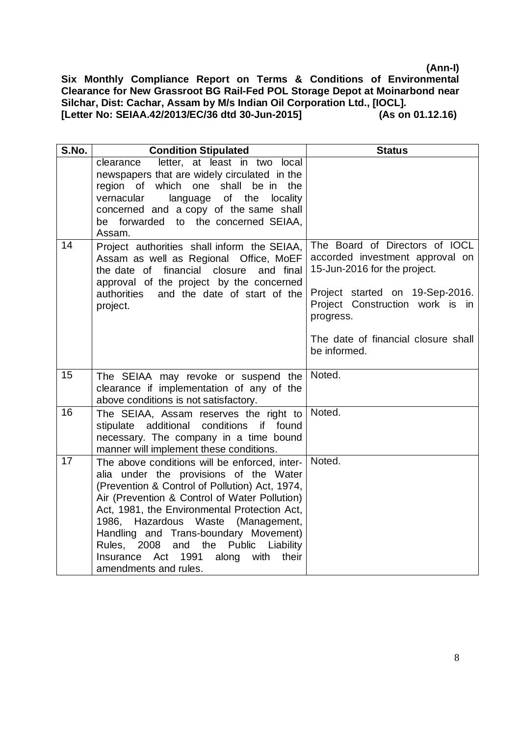**(Ann-I)**

**Six Monthly Compliance Report on Terms & Conditions of Environmental Clearance for New Grassroot BG Rail-Fed POL Storage Depot at Moinarbond near Silchar, Dist: Cachar, Assam by M/s Indian Oil Corporation Ltd., [IOCL]. [Letter No: SEIAA.42/2013/EC/36 dtd 30-Jun-2015] (As on 01.12.16)**

| S.No. | Condition Stipulated | Status |
|---|---|---|
| | clearance letter, at least in two local newspapers that are widely circulated in the region of which one shall be in the vernacular language of the locality concerned and a copy of the same shall be forwarded to the concerned SEIAA, Assam. | |
| 14 | Project authorities shall inform the SEIAA, Assam as well as Regional Office, MoEF the date of financial closure and final approval of the project by the concerned authorities and the date of start of the project. | The Board of Directors of IOCL accorded investment approval on 15-Jun-2016 for the project.<br><br>Project started on 19-Sep-2016. Project Construction work is in progress.<br><br>The date of financial closure shall be informed. |
| 15 | The SEIAA may revoke or suspend the clearance if implementation of any of the above conditions is not satisfactory. | Noted. |
| 16 | The SEIAA, Assam reserves the right to stipulate additional conditions if found necessary. The company in a time bound manner will implement these conditions. | Noted. |
| 17 | The above conditions will be enforced, inter-alia under the provisions of the Water (Prevention & Control of Pollution) Act, 1974, Air (Prevention & Control of Water Pollution) Act, 1981, the Environmental Protection Act, 1986, Hazardous Waste (Management, Handling and Trans-boundary Movement) Rules, 2008 and the Public Liability Insurance Act 1991 along with their amendments and rules. | Noted. |